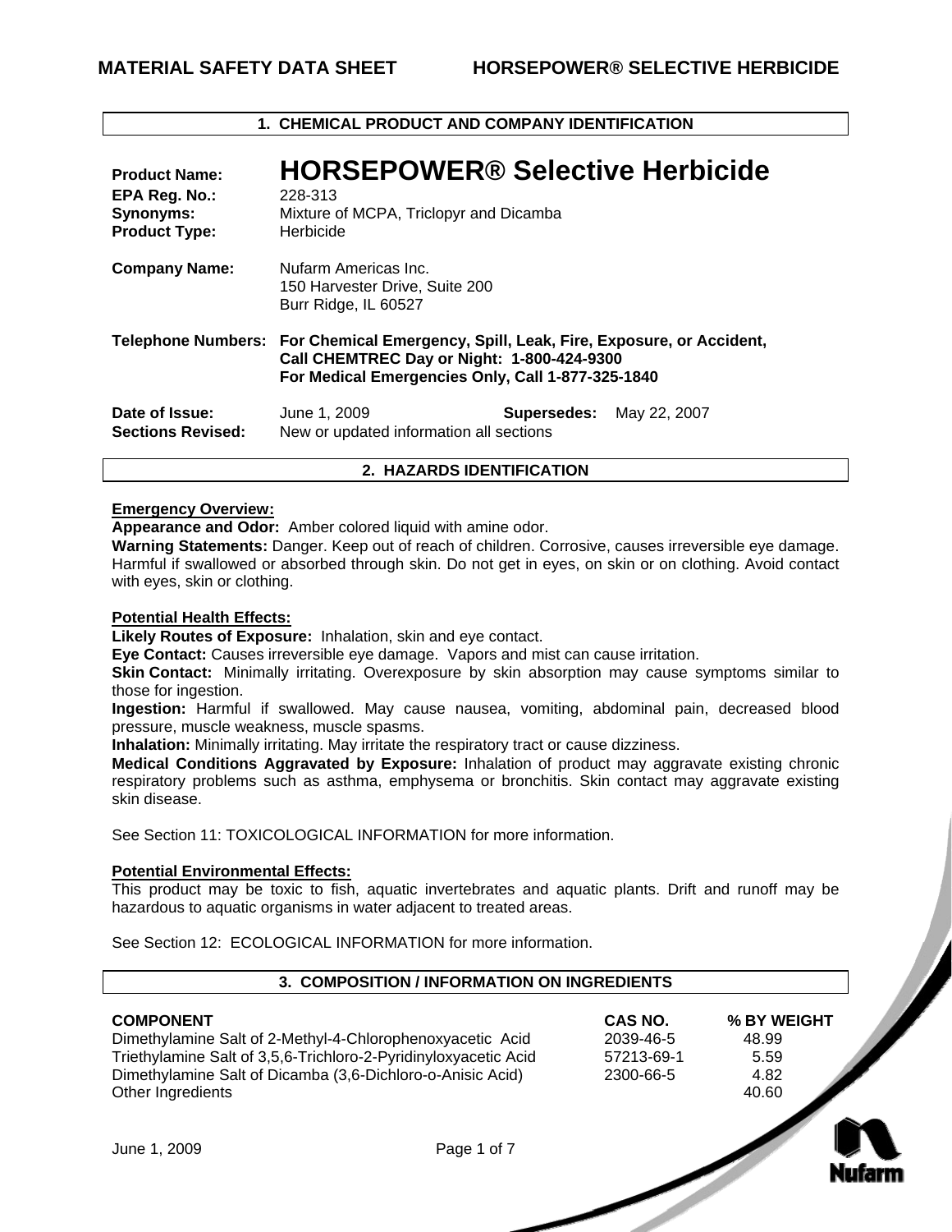# MATERIAL SAFETY DATA SHEET HORSEPOWER® SELECTIVE HERBICIDE

## 1. CHEMICAL PRODUCT AND COMPANY IDENTIFICATION

**Product Name:** **HORSEPOWER® Selective Herbicide**
**EPA Reg. No.:** 228-313
**Synonyms:** Mixture of MCPA, Triclopyr and Dicamba
**Product Type:** Herbicide

**Company Name:** Nufarm Americas Inc.
150 Harvester Drive, Suite 200
Burr Ridge, IL 60527

**Telephone Numbers:** **For Chemical Emergency, Spill, Leak, Fire, Exposure, or Accident, Call CHEMTREC Day or Night: 1-800-424-9300**
**For Medical Emergencies Only, Call 1-877-325-1840**

**Date of Issue:** June 1, 2009 **Supersedes:** May 22, 2007
**Sections Revised:** New or updated information all sections

## 2. HAZARDS IDENTIFICATION

**Emergency Overview:**

**Appearance and Odor:** Amber colored liquid with amine odor.

**Warning Statements:** Danger. Keep out of reach of children. Corrosive, causes irreversible eye damage. Harmful if swallowed or absorbed through skin. Do not get in eyes, on skin or on clothing. Avoid contact with eyes, skin or clothing.

**Potential Health Effects:**

**Likely Routes of Exposure:** Inhalation, skin and eye contact.

**Eye Contact:** Causes irreversible eye damage. Vapors and mist can cause irritation.

**Skin Contact:** Minimally irritating. Overexposure by skin absorption may cause symptoms similar to those for ingestion.

**Ingestion:** Harmful if swallowed. May cause nausea, vomiting, abdominal pain, decreased blood pressure, muscle weakness, muscle spasms.

**Inhalation:** Minimally irritating. May irritate the respiratory tract or cause dizziness.

**Medical Conditions Aggravated by Exposure:** Inhalation of product may aggravate existing chronic respiratory problems such as asthma, emphysema or bronchitis. Skin contact may aggravate existing skin disease.

See Section 11: TOXICOLOGICAL INFORMATION for more information.

**Potential Environmental Effects:**

This product may be toxic to fish, aquatic invertebrates and aquatic plants. Drift and runoff may be hazardous to aquatic organisms in water adjacent to treated areas.

See Section 12: ECOLOGICAL INFORMATION for more information.

## 3. COMPOSITION / INFORMATION ON INGREDIENTS

| COMPONENT | CAS NO. | % BY WEIGHT |
|---|---|---|
| Dimethylamine Salt of 2-Methyl-4-Chlorophenoxyacetic Acid | 2039-46-5 | 48.99 |
| Triethylamine Salt of 3,5,6-Trichloro-2-Pyridinyloxyacetic Acid | 57213-69-1 | 5.59 |
| Dimethylamine Salt of Dicamba (3,6-Dichloro-o-Anisic Acid) | 2300-66-5 | 4.82 |
| Other Ingredients | | 40.60 |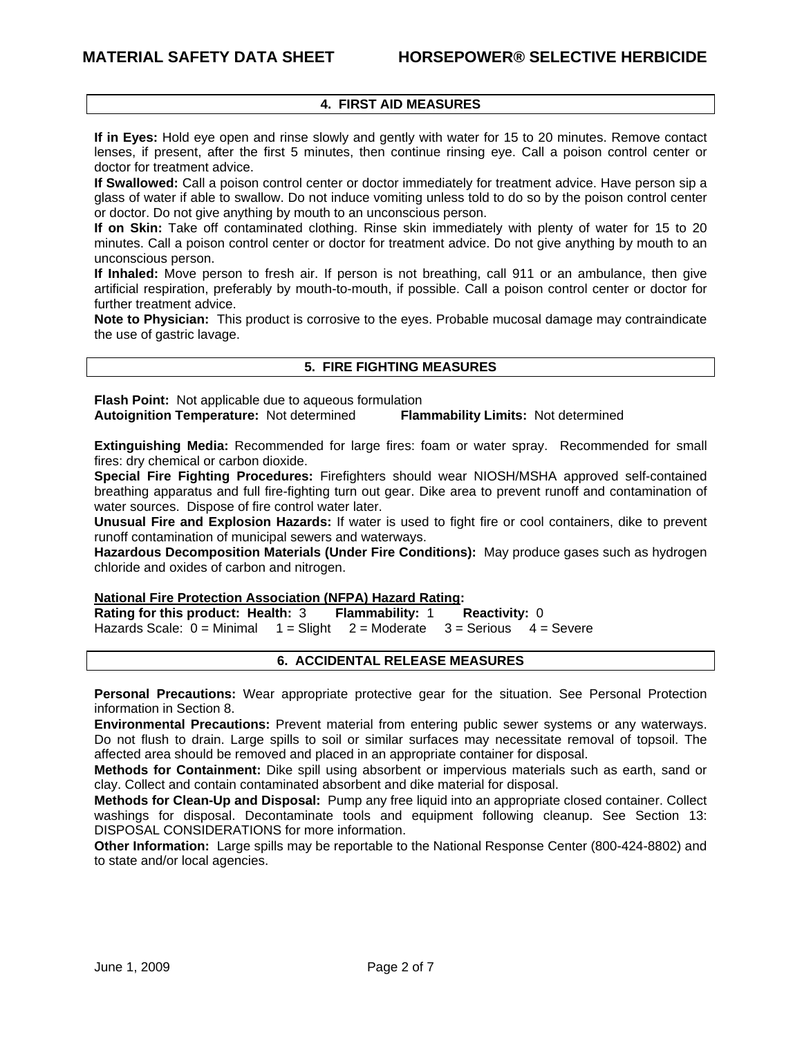## 4. FIRST AID MEASURES

**If in Eyes:** Hold eye open and rinse slowly and gently with water for 15 to 20 minutes. Remove contact lenses, if present, after the first 5 minutes, then continue rinsing eye. Call a poison control center or doctor for treatment advice.

**If Swallowed:** Call a poison control center or doctor immediately for treatment advice. Have person sip a glass of water if able to swallow. Do not induce vomiting unless told to do so by the poison control center or doctor. Do not give anything by mouth to an unconscious person.

**If on Skin:** Take off contaminated clothing. Rinse skin immediately with plenty of water for 15 to 20 minutes. Call a poison control center or doctor for treatment advice. Do not give anything by mouth to an unconscious person.

**If Inhaled:** Move person to fresh air. If person is not breathing, call 911 or an ambulance, then give artificial respiration, preferably by mouth-to-mouth, if possible. Call a poison control center or doctor for further treatment advice.

**Note to Physician:** This product is corrosive to the eyes. Probable mucosal damage may contraindicate the use of gastric lavage.

## 5. FIRE FIGHTING MEASURES

**Flash Point:** Not applicable due to aqueous formulation

**Autoignition Temperature:** Not determined **Flammability Limits:** Not determined

**Extinguishing Media:** Recommended for large fires: foam or water spray. Recommended for small fires: dry chemical or carbon dioxide.

**Special Fire Fighting Procedures:** Firefighters should wear NIOSH/MSHA approved self-contained breathing apparatus and full fire-fighting turn out gear. Dike area to prevent runoff and contamination of water sources. Dispose of fire control water later.

**Unusual Fire and Explosion Hazards:** If water is used to fight fire or cool containers, dike to prevent runoff contamination of municipal sewers and waterways.

**Hazardous Decomposition Materials (Under Fire Conditions):** May produce gases such as hydrogen chloride and oxides of carbon and nitrogen.

**National Fire Protection Association (NFPA) Hazard Rating:**

**Rating for this product: Health:** 3 **Flammability:** 1 **Reactivity:** 0

Hazards Scale: 0 = Minimal 1 = Slight 2 = Moderate 3 = Serious 4 = Severe

## 6. ACCIDENTAL RELEASE MEASURES

**Personal Precautions:** Wear appropriate protective gear for the situation. See Personal Protection information in Section 8.

**Environmental Precautions:** Prevent material from entering public sewer systems or any waterways. Do not flush to drain. Large spills to soil or similar surfaces may necessitate removal of topsoil. The affected area should be removed and placed in an appropriate container for disposal.

**Methods for Containment:** Dike spill using absorbent or impervious materials such as earth, sand or clay. Collect and contain contaminated absorbent and dike material for disposal.

**Methods for Clean-Up and Disposal:** Pump any free liquid into an appropriate closed container. Collect washings for disposal. Decontaminate tools and equipment following cleanup. See Section 13: DISPOSAL CONSIDERATIONS for more information.

**Other Information:** Large spills may be reportable to the National Response Center (800-424-8802) and to state and/or local agencies.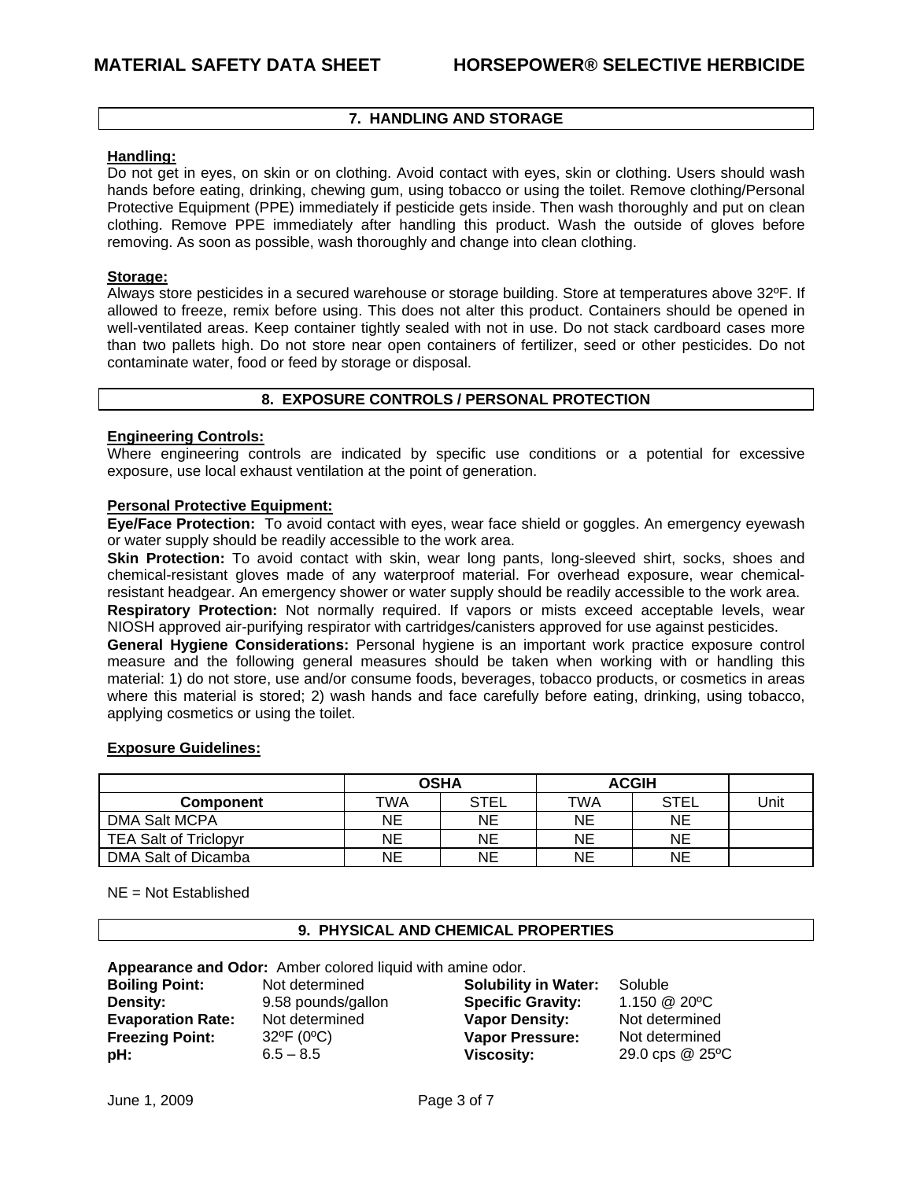## 7. HANDLING AND STORAGE

**Handling:**

Do not get in eyes, on skin or on clothing. Avoid contact with eyes, skin or clothing. Users should wash hands before eating, drinking, chewing gum, using tobacco or using the toilet. Remove clothing/Personal Protective Equipment (PPE) immediately if pesticide gets inside. Then wash thoroughly and put on clean clothing. Remove PPE immediately after handling this product. Wash the outside of gloves before removing. As soon as possible, wash thoroughly and change into clean clothing.

**Storage:**

Always store pesticides in a secured warehouse or storage building. Store at temperatures above 32ºF. If allowed to freeze, remix before using. This does not alter this product. Containers should be opened in well-ventilated areas. Keep container tightly sealed with not in use. Do not stack cardboard cases more than two pallets high. Do not store near open containers of fertilizer, seed or other pesticides. Do not contaminate water, food or feed by storage or disposal.

## 8. EXPOSURE CONTROLS / PERSONAL PROTECTION

**Engineering Controls:**

Where engineering controls are indicated by specific use conditions or a potential for excessive exposure, use local exhaust ventilation at the point of generation.

**Personal Protective Equipment:**

**Eye/Face Protection:** To avoid contact with eyes, wear face shield or goggles. An emergency eyewash or water supply should be readily accessible to the work area.

**Skin Protection:** To avoid contact with skin, wear long pants, long-sleeved shirt, socks, shoes and chemical-resistant gloves made of any waterproof material. For overhead exposure, wear chemical-resistant headgear. An emergency shower or water supply should be readily accessible to the work area.

**Respiratory Protection:** Not normally required. If vapors or mists exceed acceptable levels, wear NIOSH approved air-purifying respirator with cartridges/canisters approved for use against pesticides.

**General Hygiene Considerations:** Personal hygiene is an important work practice exposure control measure and the following general measures should be taken when working with or handling this material: 1) do not store, use and/or consume foods, beverages, tobacco products, or cosmetics in areas where this material is stored; 2) wash hands and face carefully before eating, drinking, using tobacco, applying cosmetics or using the toilet.

**Exposure Guidelines:**

| | OSHA | | ACGIH | | |
|---|---|---|---|---|---|
| **Component** | TWA | STEL | TWA | STEL | Unit |
| DMA Salt MCPA | NE | NE | NE | NE | |
| TEA Salt of Triclopyr | NE | NE | NE | NE | |
| DMA Salt of Dicamba | NE | NE | NE | NE | |

NE = Not Established

## 9. PHYSICAL AND CHEMICAL PROPERTIES

**Appearance and Odor:** Amber colored liquid with amine odor.

**Boiling Point:** Not determined
**Density:** 9.58 pounds/gallon
**Evaporation Rate:** Not determined
**Freezing Point:** 32ºF (0ºC)
**pH:** 6.5 – 8.5
**Solubility in Water:** Soluble
**Specific Gravity:** 1.150 @ 20ºC
**Vapor Density:** Not determined
**Vapor Pressure:** Not determined
**Viscosity:** 29.0 cps @ 25ºC

June 1, 2009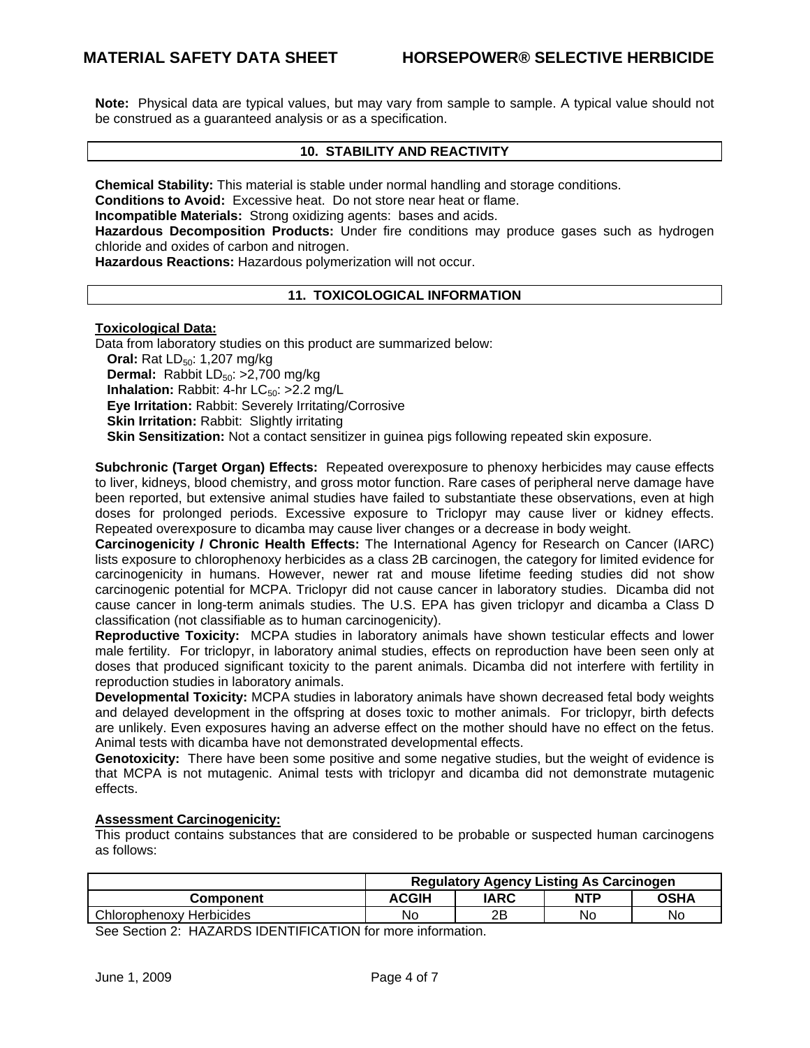**Note:** Physical data are typical values, but may vary from sample to sample. A typical value should not be construed as a guaranteed analysis or as a specification.

## 10. STABILITY AND REACTIVITY

**Chemical Stability:** This material is stable under normal handling and storage conditions.
**Conditions to Avoid:** Excessive heat. Do not store near heat or flame.
**Incompatible Materials:** Strong oxidizing agents: bases and acids.
**Hazardous Decomposition Products:** Under fire conditions may produce gases such as hydrogen chloride and oxides of carbon and nitrogen.
**Hazardous Reactions:** Hazardous polymerization will not occur.

## 11. TOXICOLOGICAL INFORMATION

**Toxicological Data:**

Data from laboratory studies on this product are summarized below:

- **Oral:** Rat $LD_{50}$: 1,207 mg/kg
- **Dermal:** Rabbit $LD_{50}$: >2,700 mg/kg
- **Inhalation:** Rabbit: 4-hr $LC_{50}$: >2.2 mg/L
- **Eye Irritation:** Rabbit: Severely Irritating/Corrosive
- **Skin Irritation:** Rabbit: Slightly irritating
- **Skin Sensitization:** Not a contact sensitizer in guinea pigs following repeated skin exposure.

**Subchronic (Target Organ) Effects:** Repeated overexposure to phenoxy herbicides may cause effects to liver, kidneys, blood chemistry, and gross motor function. Rare cases of peripheral nerve damage have been reported, but extensive animal studies have failed to substantiate these observations, even at high doses for prolonged periods. Excessive exposure to Triclopyr may cause liver or kidney effects. Repeated overexposure to dicamba may cause liver changes or a decrease in body weight.
**Carcinogenicity / Chronic Health Effects:** The International Agency for Research on Cancer (IARC) lists exposure to chlorophenoxy herbicides as a class 2B carcinogen, the category for limited evidence for carcinogenicity in humans. However, newer rat and mouse lifetime feeding studies did not show carcinogenic potential for MCPA. Triclopyr did not cause cancer in laboratory studies. Dicamba did not cause cancer in long-term animals studies. The U.S. EPA has given triclopyr and dicamba a Class D classification (not classifiable as to human carcinogenicity).
**Reproductive Toxicity:** MCPA studies in laboratory animals have shown testicular effects and lower male fertility. For triclopyr, in laboratory animal studies, effects on reproduction have been seen only at doses that produced significant toxicity to the parent animals. Dicamba did not interfere with fertility in reproduction studies in laboratory animals.
**Developmental Toxicity:** MCPA studies in laboratory animals have shown decreased fetal body weights and delayed development in the offspring at doses toxic to mother animals. For triclopyr, birth defects are unlikely. Even exposures having an adverse effect on the mother should have no effect on the fetus. Animal tests with dicamba have not demonstrated developmental effects.
**Genotoxicity:** There have been some positive and some negative studies, but the weight of evidence is that MCPA is not mutagenic. Animal tests with triclopyr and dicamba did not demonstrate mutagenic effects.

**Assessment Carcinogenicity:**

This product contains substances that are considered to be probable or suspected human carcinogens as follows:

| | Regulatory Agency Listing As Carcinogen | | | |
|---|---|---|---|---|
| **Component** | **ACGIH** | **IARC** | **NTP** | **OSHA** |
| Chlorophenoxy Herbicides | No | 2B | No | No |

See Section 2: HAZARDS IDENTIFICATION for more information.

June 1, 2009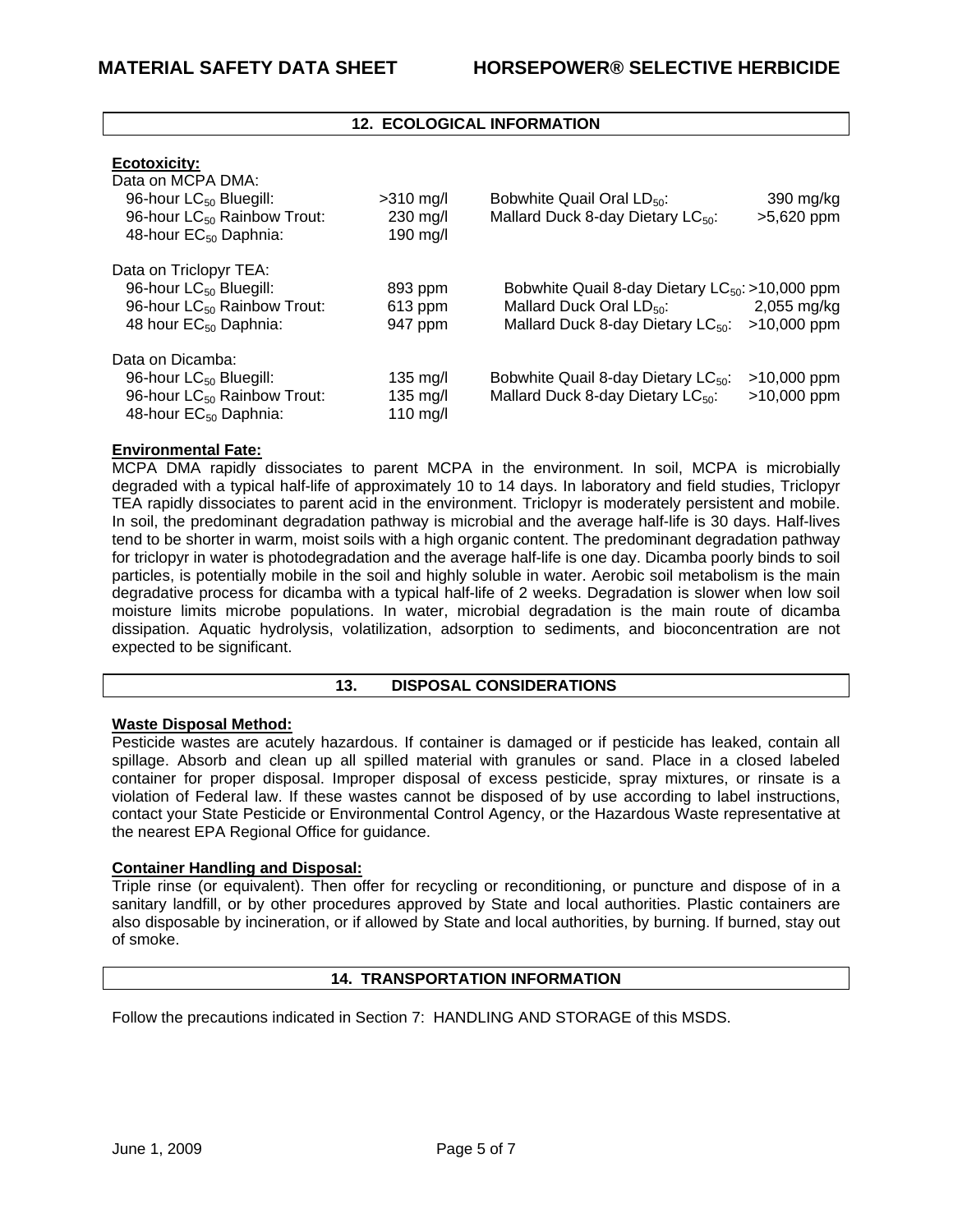## 12. ECOLOGICAL INFORMATION

**Ecotoxicity:**

Data on MCPA DMA:

| | | | |
|---|---|---|---|
| 96-hour $LC_{50}$ Bluegill: | >310 mg/l | Bobwhite Quail Oral $LD_{50}$: | 390 mg/kg |
| 96-hour $LC_{50}$ Rainbow Trout: | 230 mg/l | Mallard Duck 8-day Dietary $LC_{50}$: | >5,620 ppm |
| 48-hour $EC_{50}$ Daphnia: | 190 mg/l | | |

Data on Triclopyr TEA:

| | | | |
|---|---|---|---|
| 96-hour $LC_{50}$ Bluegill: | 893 ppm | Bobwhite Quail 8-day Dietary $LC_{50}$: | >10,000 ppm |
| 96-hour $LC_{50}$ Rainbow Trout: | 613 ppm | Mallard Duck Oral $LD_{50}$: | 2,055 mg/kg |
| 48 hour $EC_{50}$ Daphnia: | 947 ppm | Mallard Duck 8-day Dietary $LC_{50}$: | >10,000 ppm |

Data on Dicamba:

| | | | |
|---|---|---|---|
| 96-hour $LC_{50}$ Bluegill: | 135 mg/l | Bobwhite Quail 8-day Dietary $LC_{50}$: | >10,000 ppm |
| 96-hour $LC_{50}$ Rainbow Trout: | 135 mg/l | Mallard Duck 8-day Dietary $LC_{50}$: | >10,000 ppm |
| 48-hour $EC_{50}$ Daphnia: | 110 mg/l | | |

**Environmental Fate:**

MCPA DMA rapidly dissociates to parent MCPA in the environment. In soil, MCPA is microbially degraded with a typical half-life of approximately 10 to 14 days. In laboratory and field studies, Triclopyr TEA rapidly dissociates to parent acid in the environment. Triclopyr is moderately persistent and mobile. In soil, the predominant degradation pathway is microbial and the average half-life is 30 days. Half-lives tend to be shorter in warm, moist soils with a high organic content. The predominant degradation pathway for triclopyr in water is photodegradation and the average half-life is one day. Dicamba poorly binds to soil particles, is potentially mobile in the soil and highly soluble in water. Aerobic soil metabolism is the main degradative process for dicamba with a typical half-life of 2 weeks. Degradation is slower when low soil moisture limits microbe populations. In water, microbial degradation is the main route of dicamba dissipation. Aquatic hydrolysis, volatilization, adsorption to sediments, and bioconcentration are not expected to be significant.

## 13. DISPOSAL CONSIDERATIONS

**Waste Disposal Method:**

Pesticide wastes are acutely hazardous. If container is damaged or if pesticide has leaked, contain all spillage. Absorb and clean up all spilled material with granules or sand. Place in a closed labeled container for proper disposal. Improper disposal of excess pesticide, spray mixtures, or rinsate is a violation of Federal law. If these wastes cannot be disposed of by use according to label instructions, contact your State Pesticide or Environmental Control Agency, or the Hazardous Waste representative at the nearest EPA Regional Office for guidance.

**Container Handling and Disposal:**

Triple rinse (or equivalent). Then offer for recycling or reconditioning, or puncture and dispose of in a sanitary landfill, or by other procedures approved by State and local authorities. Plastic containers are also disposable by incineration, or if allowed by State and local authorities, by burning. If burned, stay out of smoke.

## 14. TRANSPORTATION INFORMATION

Follow the precautions indicated in Section 7: HANDLING AND STORAGE of this MSDS.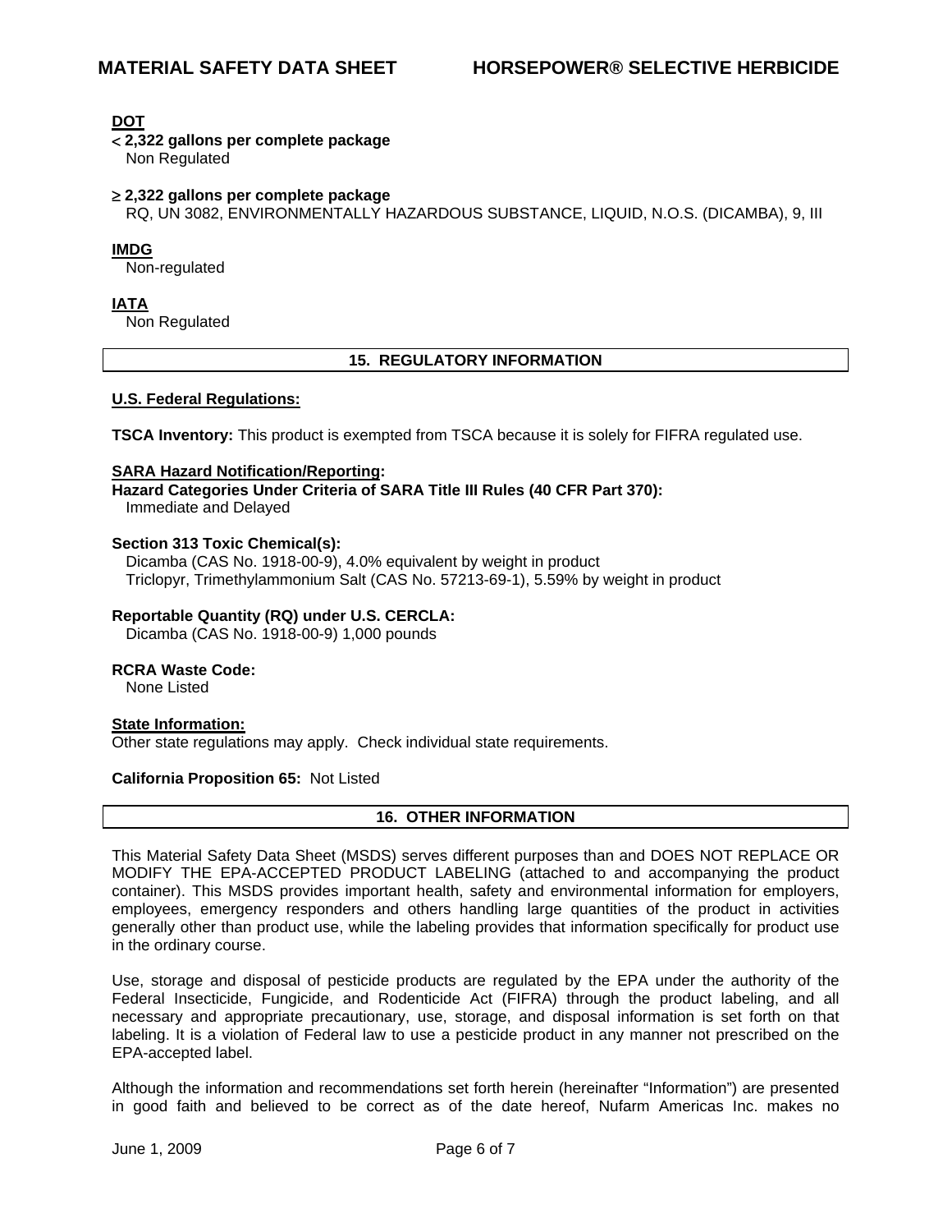**DOT**

**< 2,322 gallons per complete package**
Non Regulated

**≥ 2,322 gallons per complete package**
RQ, UN 3082, ENVIRONMENTALLY HAZARDOUS SUBSTANCE, LIQUID, N.O.S. (DICAMBA), 9, III

**IMDG**
Non-regulated

**IATA**
Non Regulated

## 15. REGULATORY INFORMATION

**U.S. Federal Regulations:**

**TSCA Inventory:** This product is exempted from TSCA because it is solely for FIFRA regulated use.

**SARA Hazard Notification/Reporting:**
**Hazard Categories Under Criteria of SARA Title III Rules (40 CFR Part 370):**
Immediate and Delayed

**Section 313 Toxic Chemical(s):**
Dicamba (CAS No. 1918-00-9), 4.0% equivalent by weight in product
Triclopyr, Trimethylammonium Salt (CAS No. 57213-69-1), 5.59% by weight in product

**Reportable Quantity (RQ) under U.S. CERCLA:**
Dicamba (CAS No. 1918-00-9) 1,000 pounds

**RCRA Waste Code:**
None Listed

**State Information:**
Other state regulations may apply. Check individual state requirements.

**California Proposition 65:** Not Listed

## 16. OTHER INFORMATION

This Material Safety Data Sheet (MSDS) serves different purposes than and DOES NOT REPLACE OR MODIFY THE EPA-ACCEPTED PRODUCT LABELING (attached to and accompanying the product container). This MSDS provides important health, safety and environmental information for employers, employees, emergency responders and others handling large quantities of the product in activities generally other than product use, while the labeling provides that information specifically for product use in the ordinary course.

Use, storage and disposal of pesticide products are regulated by the EPA under the authority of the Federal Insecticide, Fungicide, and Rodenticide Act (FIFRA) through the product labeling, and all necessary and appropriate precautionary, use, storage, and disposal information is set forth on that labeling. It is a violation of Federal law to use a pesticide product in any manner not prescribed on the EPA-accepted label.

Although the information and recommendations set forth herein (hereinafter "Information") are presented in good faith and believed to be correct as of the date hereof, Nufarm Americas Inc. makes no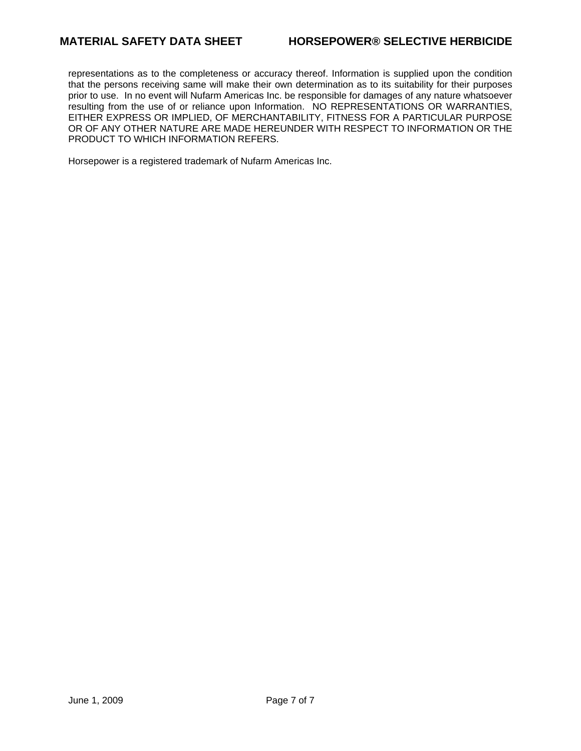representations as to the completeness or accuracy thereof. Information is supplied upon the condition that the persons receiving same will make their own determination as to its suitability for their purposes prior to use. In no event will Nufarm Americas Inc. be responsible for damages of any nature whatsoever resulting from the use of or reliance upon Information. NO REPRESENTATIONS OR WARRANTIES, EITHER EXPRESS OR IMPLIED, OF MERCHANTABILITY, FITNESS FOR A PARTICULAR PURPOSE OR OF ANY OTHER NATURE ARE MADE HEREUNDER WITH RESPECT TO INFORMATION OR THE PRODUCT TO WHICH INFORMATION REFERS.

Horsepower is a registered trademark of Nufarm Americas Inc.